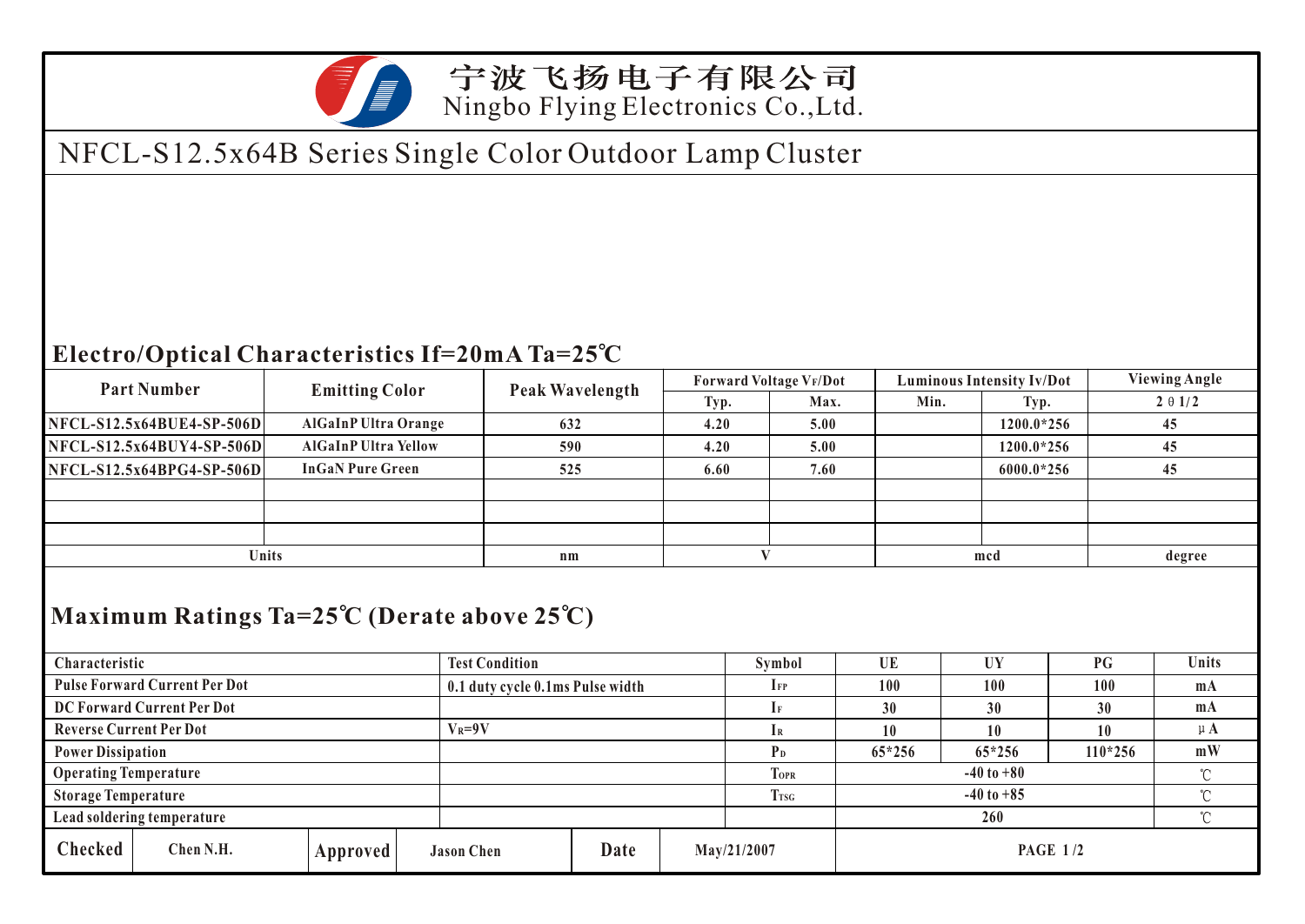宁波飞扬电子有限公司
Ningbo Flying Electronics Co.,Ltd.

# NFCL-S12.5x64B Series Single Color Outdoor Lamp Cluster

## Electro/Optical Characteristics If=20mA Ta=25℃

| Part Number | Emitting Color | Peak Wavelength | Forward Voltage $V_F$/Dot | | Luminous Intensity Iv/Dot | | Viewing Angle |
|---|---|---|---|---|---|---|---|
| | | | Typ. | Max. | Min. | Typ. | 2θ1/2 |
| NFCL-S12.5x64BUE4-SP-506D | AlGaInP Ultra Orange | 632 | 4.20 | 5.00 | | 1200.0*256 | 45 |
| NFCL-S12.5x64BUY4-SP-506D | AlGaInP Ultra Yellow | 590 | 4.20 | 5.00 | | 1200.0*256 | 45 |
| NFCL-S12.5x64BPG4-SP-506D | InGaN Pure Green | 525 | 6.60 | 7.60 | | 6000.0*256 | 45 |
| | | | | | | | |
| | | | | | | | |
| | | | | | | | |
| Units | | nm | V | | mcd | | degree |

## Maximum Ratings Ta=25℃ (Derate above 25℃)

| Characteristic | Test Condition | Symbol | UE | UY | PG | Units |
|---|---|---|---|---|---|---|
| Pulse Forward Current Per Dot | 0.1 duty cycle 0.1ms Pulse width | $I_{FP}$ | 100 | 100 | 100 | mA |
| DC Forward Current Per Dot | | $I_F$ | 30 | 30 | 30 | mA |
| Reverse Current Per Dot | $V_R$=9V | $I_R$ | 10 | 10 | 10 | μA |
| Power Dissipation | | $P_D$ | 65*256 | 65*256 | 110*256 | mW |
| Operating Temperature | | $T_{OPR}$ | -40 to +80 | | | ℃ |
| Storage Temperature | | $T_{TSG}$ | -40 to +85 | | | ℃ |
| Lead soldering temperature | | | 260 | | | ℃ |

| Checked | Chen N.H. | Approved | Jason Chen | Date | May/21/2007 |
|---|---|---|---|---|---|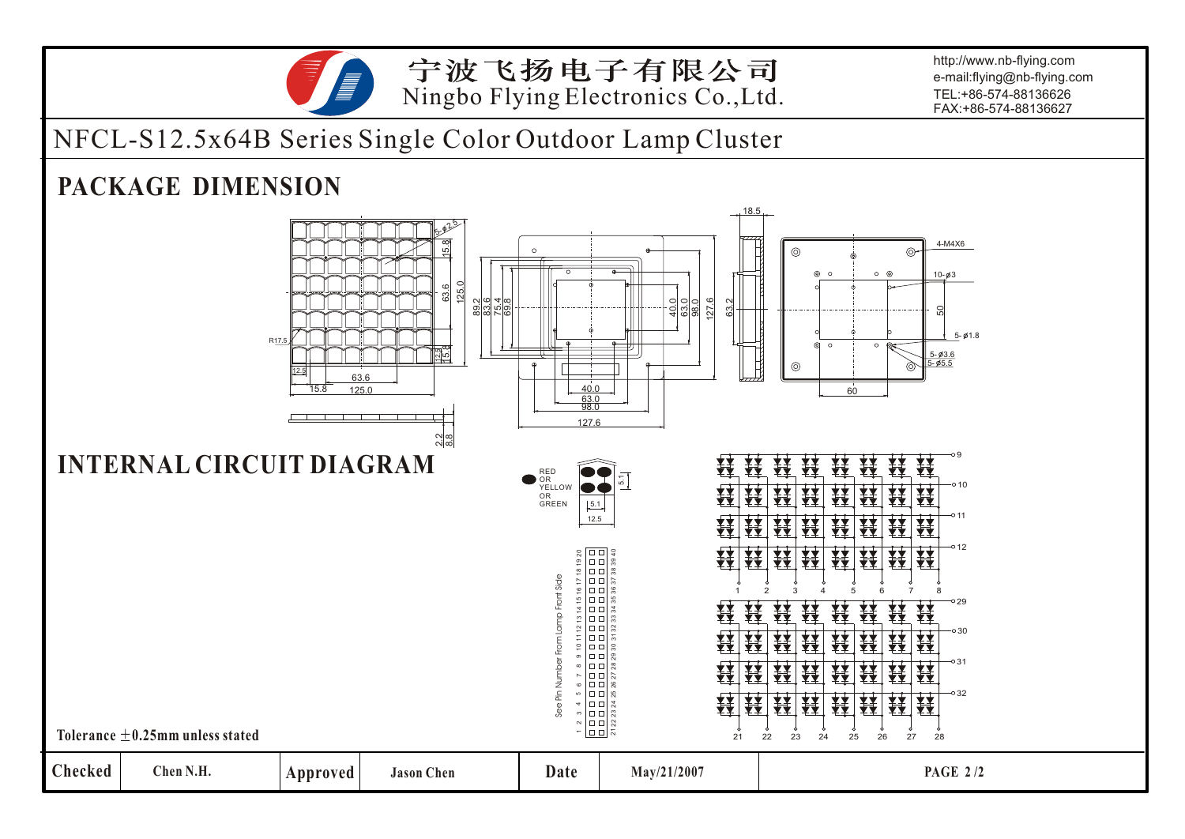宁波飞扬电子有限公司
Ningbo Flying Electronics Co.,Ltd.

http://www.nb-flying.com
e-mail:flying@nb-flying.com
TEL:+86-574-88136626
FAX:+86-574-88136627

# NFCL-S12.5x64B Series Single Color Outdoor Lamp Cluster

## PACKAGE DIMENSION

5-ø2.5
15.8
63.6
125.0
R17.5
12.5
15.8
12.5
15.8
63.6
125.0
2.2
8.8

89.2
83.6
75.4
69.8
40.0
63.0
98.0
127.6
40.0
63.0
98.0
127.6

18.5
63.2

4-M4X6
10-ø3
50
5-ø1.8
5-ø3.6
5-ø5.5
60

## INTERNAL CIRCUIT DIAGRAM

RED OR YELLOW OR GREEN
5.1
5.1
12.5

See Pin Number From Lamp Font Side

1 2 3 4 5 6 7 8 9 10 11 12 13 14 15 16 17 18 19 20
21 22 23 24 25 26 27 28 29 30 31 32 33 34 35 36 37 38 39 40

9
10
11
12
1 2 3 4 5 6 7 8
29
30
31
32
21 22 23 24 25 26 27 28

Tolerance ±0.25mm unless stated

| Checked | Chen N.H. | Approved | Jason Chen | Date | May/21/2007 | PAGE 2/2 |
|---|---|---|---|---|---|---|